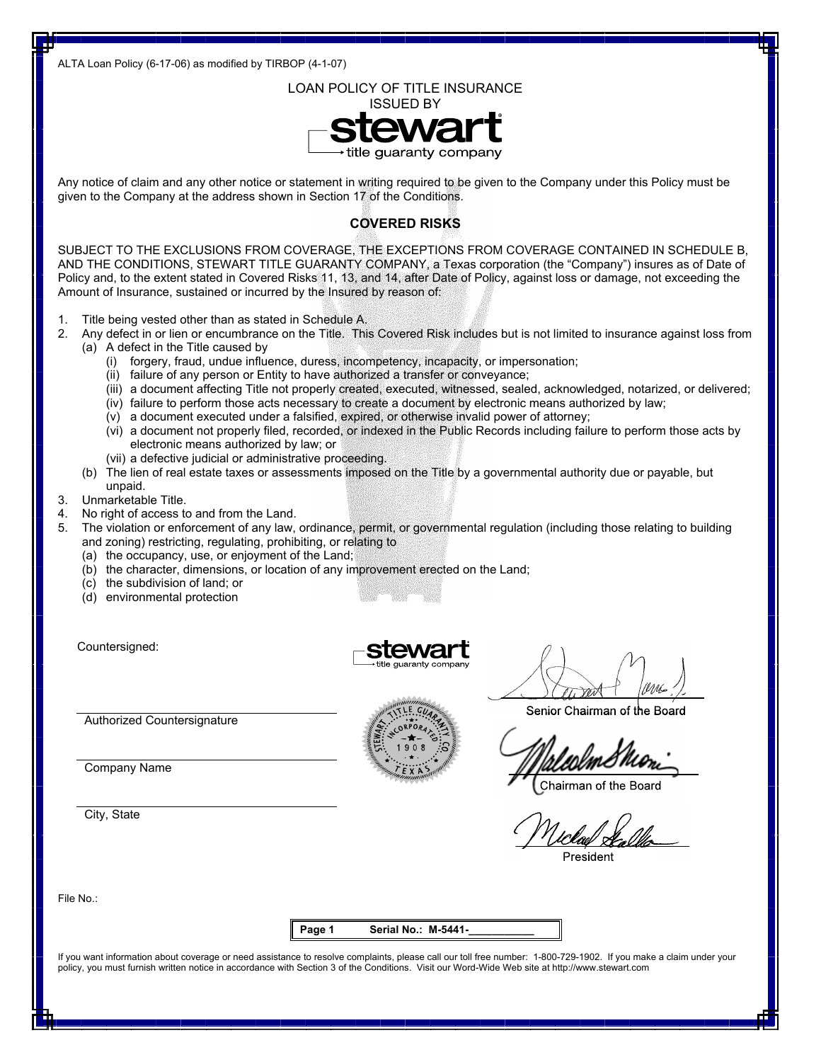ALTA Loan Policy (6-17-06) as modified by TIRBOP (4-1-07)

# LOAN POLICY OF TITLE INSURANCE
ISSUED BY
stewart title guaranty company

Any notice of claim and any other notice or statement in writing required to be given to the Company under this Policy must be given to the Company at the address shown in Section 17 of the Conditions.

## COVERED RISKS

SUBJECT TO THE EXCLUSIONS FROM COVERAGE, THE EXCEPTIONS FROM COVERAGE CONTAINED IN SCHEDULE B, AND THE CONDITIONS, STEWART TITLE GUARANTY COMPANY, a Texas corporation (the "Company") insures as of Date of Policy and, to the extent stated in Covered Risks 11, 13, and 14, after Date of Policy, against loss or damage, not exceeding the Amount of Insurance, sustained or incurred by the Insured by reason of:

1. Title being vested other than as stated in Schedule A.
2. Any defect in or lien or encumbrance on the Title. This Covered Risk includes but is not limited to insurance against loss from
   (a) A defect in the Title caused by
      (i) forgery, fraud, undue influence, duress, incompetency, incapacity, or impersonation;
      (ii) failure of any person or Entity to have authorized a transfer or conveyance;
      (iii) a document affecting Title not properly created, executed, witnessed, sealed, acknowledged, notarized, or delivered;
      (iv) failure to perform those acts necessary to create a document by electronic means authorized by law;
      (v) a document executed under a falsified, expired, or otherwise invalid power of attorney;
      (vi) a document not properly filed, recorded, or indexed in the Public Records including failure to perform those acts by electronic means authorized by law; or
      (vii) a defective judicial or administrative proceeding.
   (b) The lien of real estate taxes or assessments imposed on the Title by a governmental authority due or payable, but unpaid.
3. Unmarketable Title.
4. No right of access to and from the Land.
5. The violation or enforcement of any law, ordinance, permit, or governmental regulation (including those relating to building and zoning) restricting, regulating, prohibiting, or relating to
   (a) the occupancy, use, or enjoyment of the Land;
   (b) the character, dimensions, or location of any improvement erected on the Land;
   (c) the subdivision of land; or
   (d) environmental protection

Countersigned:

Authorized Countersignature

Company Name

City, State

stewart title guaranty company

STEWART TITLE GUARANTY CO. INCORPORATED 1908 TEXAS

Senior Chairman of the Board

Chairman of the Board

President

File No.:

Serial No.: M-5441-___________

If you want information about coverage or need assistance to resolve complaints, please call our toll free number: 1-800-729-1902. If you make a claim under your policy, you must furnish written notice in accordance with Section 3 of the Conditions. Visit our Word-Wide Web site at http://www.stewart.com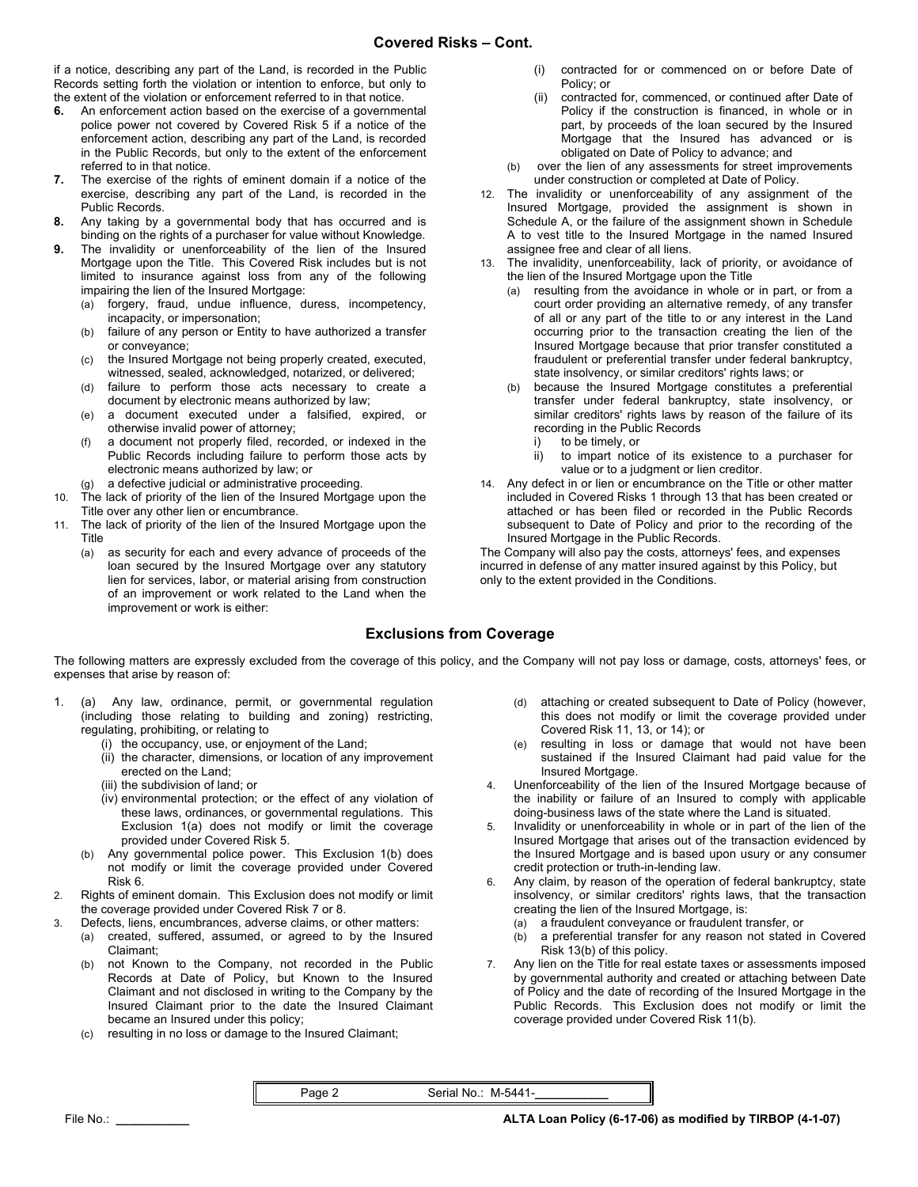## Covered Risks – Cont.

if a notice, describing any part of the Land, is recorded in the Public Records setting forth the violation or intention to enforce, but only to the extent of the violation or enforcement referred to in that notice.

**6.** An enforcement action based on the exercise of a governmental police power not covered by Covered Risk 5 if a notice of the enforcement action, describing any part of the Land, is recorded in the Public Records, but only to the extent of the enforcement referred to in that notice.

**7.** The exercise of the rights of eminent domain if a notice of the exercise, describing any part of the Land, is recorded in the Public Records.

**8.** Any taking by a governmental body that has occurred and is binding on the rights of a purchaser for value without Knowledge.

**9.** The invalidity or unenforceability of the lien of the Insured Mortgage upon the Title. This Covered Risk includes but is not limited to insurance against loss from any of the following impairing the lien of the Insured Mortgage:
- (a) forgery, fraud, undue influence, duress, incompetency, incapacity, or impersonation;
- (b) failure of any person or Entity to have authorized a transfer or conveyance;
- (c) the Insured Mortgage not being properly created, executed, witnessed, sealed, acknowledged, notarized, or delivered;
- (d) failure to perform those acts necessary to create a document by electronic means authorized by law;
- (e) a document executed under a falsified, expired, or otherwise invalid power of attorney;
- (f) a document not properly filed, recorded, or indexed in the Public Records including failure to perform those acts by electronic means authorized by law; or
- (g) a defective judicial or administrative proceeding.

10. The lack of priority of the lien of the Insured Mortgage upon the Title over any other lien or encumbrance.

11. The lack of priority of the lien of the Insured Mortgage upon the Title
- (a) as security for each and every advance of proceeds of the loan secured by the Insured Mortgage over any statutory lien for services, labor, or material arising from construction of an improvement or work related to the Land when the improvement or work is either:
  - (i) contracted for or commenced on or before Date of Policy; or
  - (ii) contracted for, commenced, or continued after Date of Policy if the construction is financed, in whole or in part, by proceeds of the loan secured by the Insured Mortgage that the Insured has advanced or is obligated on Date of Policy to advance; and
- (b) over the lien of any assessments for street improvements under construction or completed at Date of Policy.

12. The invalidity or unenforceability of any assignment of the Insured Mortgage, provided the assignment is shown in Schedule A, or the failure of the assignment shown in Schedule A to vest title to the Insured Mortgage in the named Insured assignee free and clear of all liens.

13. The invalidity, unenforceability, lack of priority, or avoidance of the lien of the Insured Mortgage upon the Title
- (a) resulting from the avoidance in whole or in part, or from a court order providing an alternative remedy, of any transfer of all or any part of the title to or any interest in the Land occurring prior to the transaction creating the lien of the Insured Mortgage because that prior transfer constituted a fraudulent or preferential transfer under federal bankruptcy, state insolvency, or similar creditors' rights laws; or
- (b) because the Insured Mortgage constitutes a preferential transfer under federal bankruptcy, state insolvency, or similar creditors' rights laws by reason of the failure of its recording in the Public Records
  - i) to be timely, or
  - ii) to impart notice of its existence to a purchaser for value or to a judgment or lien creditor.

14. Any defect in or lien or encumbrance on the Title or other matter included in Covered Risks 1 through 13 that has been created or attached or has been filed or recorded in the Public Records subsequent to Date of Policy and prior to the recording of the Insured Mortgage in the Public Records.

The Company will also pay the costs, attorneys' fees, and expenses incurred in defense of any matter insured against by this Policy, but only to the extent provided in the Conditions.

## Exclusions from Coverage

The following matters are expressly excluded from the coverage of this policy, and the Company will not pay loss or damage, costs, attorneys' fees, or expenses that arise by reason of:

1. (a) Any law, ordinance, permit, or governmental regulation (including those relating to building and zoning) restricting, regulating, prohibiting, or relating to
   - (i) the occupancy, use, or enjoyment of the Land;
   - (ii) the character, dimensions, or location of any improvement erected on the Land;
   - (iii) the subdivision of land; or
   - (iv) environmental protection; or the effect of any violation of these laws, ordinances, or governmental regulations. This Exclusion 1(a) does not modify or limit the coverage provided under Covered Risk 5.

   (b) Any governmental police power. This Exclusion 1(b) does not modify or limit the coverage provided under Covered Risk 6.
2. Rights of eminent domain. This Exclusion does not modify or limit the coverage provided under Covered Risk 7 or 8.
3. Defects, liens, encumbrances, adverse claims, or other matters:
   - (a) created, suffered, assumed, or agreed to by the Insured Claimant;
   - (b) not Known to the Company, not recorded in the Public Records at Date of Policy, but Known to the Insured Claimant and not disclosed in writing to the Company by the Insured Claimant prior to the date the Insured Claimant became an Insured under this policy;
   - (c) resulting in no loss or damage to the Insured Claimant;
   - (d) attaching or created subsequent to Date of Policy (however, this does not modify or limit the coverage provided under Covered Risk 11, 13, or 14); or
   - (e) resulting in loss or damage that would not have been sustained if the Insured Claimant had paid value for the Insured Mortgage.
4. Unenforceability of the lien of the Insured Mortgage because of the inability or failure of an Insured to comply with applicable doing-business laws of the state where the Land is situated.
5. Invalidity or unenforceability in whole or in part of the lien of the Insured Mortgage that arises out of the transaction evidenced by the Insured Mortgage and is based upon usury or any consumer credit protection or truth-in-lending law.
6. Any claim, by reason of the operation of federal bankruptcy, state insolvency, or similar creditors' rights laws, that the transaction creating the lien of the Insured Mortgage, is:
   - (a) a fraudulent conveyance or fraudulent transfer, or
   - (b) a preferential transfer for any reason not stated in Covered Risk 13(b) of this policy.
7. Any lien on the Title for real estate taxes or assessments imposed by governmental authority and created or attaching between Date of Policy and the date of recording of the Insured Mortgage in the Public Records. This Exclusion does not modify or limit the coverage provided under Covered Risk 11(b).

Serial No.: M-5441-\_\_\_\_\_\_\_\_\_\_\_

File No.: \_\_\_\_\_\_\_\_\_\_\_

**ALTA Loan Policy (6-17-06) as modified by TIRBOP (4-1-07)**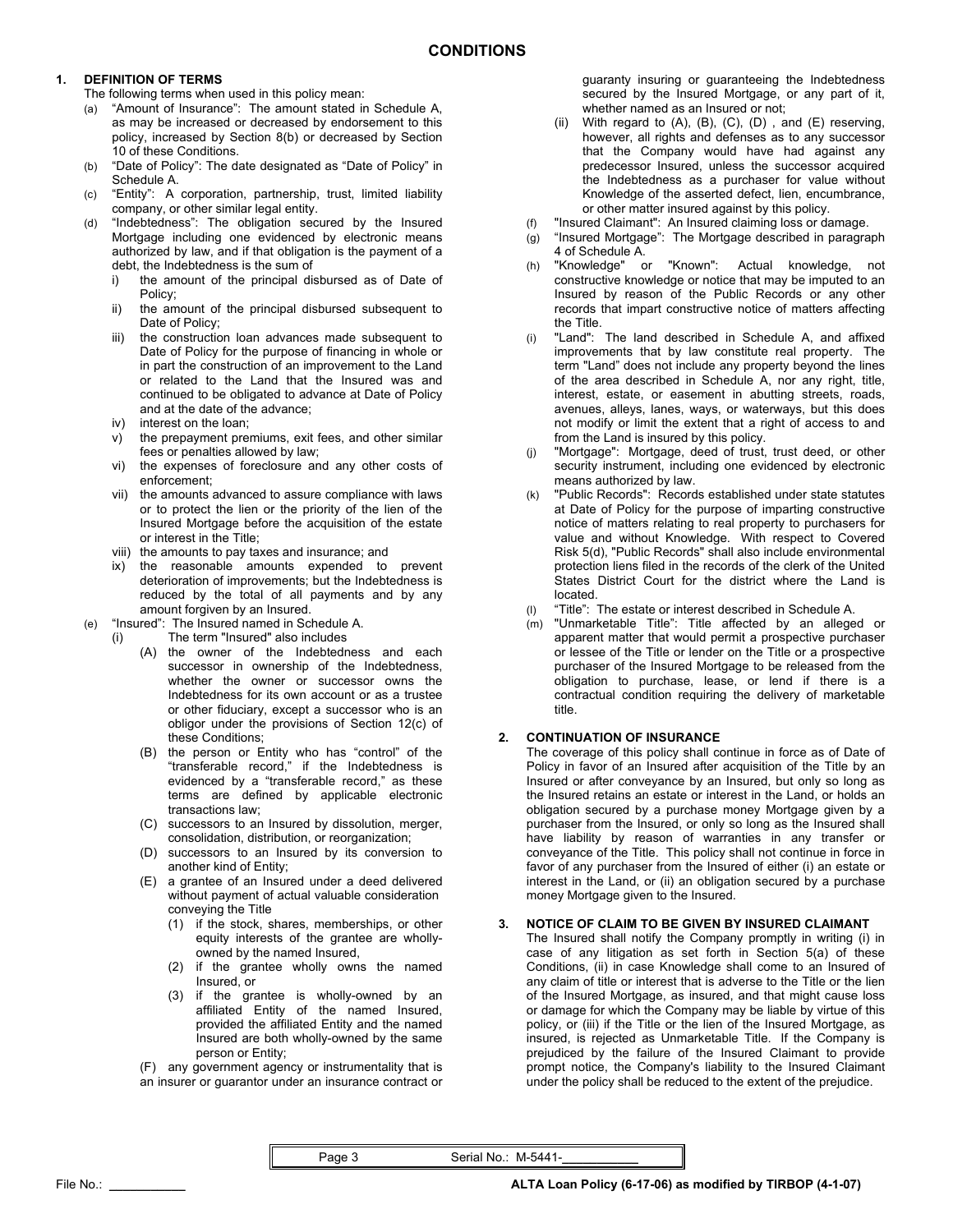# CONDITIONS

## 1. DEFINITION OF TERMS

The following terms when used in this policy mean:

(a) "Amount of Insurance": The amount stated in Schedule A, as may be increased or decreased by endorsement to this policy, increased by Section 8(b) or decreased by Section 10 of these Conditions.

(b) "Date of Policy": The date designated as "Date of Policy" in Schedule A.

(c) "Entity": A corporation, partnership, trust, limited liability company, or other similar legal entity.

(d) "Indebtedness": The obligation secured by the Insured Mortgage including one evidenced by electronic means authorized by law, and if that obligation is the payment of a debt, the Indebtedness is the sum of

- i) the amount of the principal disbursed as of Date of Policy;
- ii) the amount of the principal disbursed subsequent to Date of Policy;
- iii) the construction loan advances made subsequent to Date of Policy for the purpose of financing in whole or in part the construction of an improvement to the Land or related to the Land that the Insured was and continued to be obligated to advance at Date of Policy and at the date of the advance;
- iv) interest on the loan;
- v) the prepayment premiums, exit fees, and other similar fees or penalties allowed by law;
- vi) the expenses of foreclosure and any other costs of enforcement;
- vii) the amounts advanced to assure compliance with laws or to protect the lien or the priority of the lien of the Insured Mortgage before the acquisition of the estate or interest in the Title;
- viii) the amounts to pay taxes and insurance; and
- ix) the reasonable amounts expended to prevent deterioration of improvements; but the Indebtedness is reduced by the total of all payments and by any amount forgiven by an Insured.

(e) "Insured": The Insured named in Schedule A.

(i) The term "Insured" also includes

- (A) the owner of the Indebtedness and each successor in ownership of the Indebtedness, whether the owner or successor owns the Indebtedness for its own account or as a trustee or other fiduciary, except a successor who is an obligor under the provisions of Section 12(c) of these Conditions;
- (B) the person or Entity who has "control" of the "transferable record," if the Indebtedness is evidenced by a "transferable record," as these terms are defined by applicable electronic transactions law;
- (C) successors to an Insured by dissolution, merger, consolidation, distribution, or reorganization;
- (D) successors to an Insured by its conversion to another kind of Entity;
- (E) a grantee of an Insured under a deed delivered without payment of actual valuable consideration conveying the Title
  - (1) if the stock, shares, memberships, or other equity interests of the grantee are wholly-owned by the named Insured,
  - (2) if the grantee wholly owns the named Insured, or
  - (3) if the grantee is wholly-owned by an affiliated Entity of the named Insured, provided the affiliated Entity and the named Insured are both wholly-owned by the same person or Entity;
- (F) any government agency or instrumentality that is an insurer or guarantor under an insurance contract or guaranty insuring or guaranteeing the Indebtedness secured by the Insured Mortgage, or any part of it, whether named as an Insured or not;

(ii) With regard to (A), (B), (C), (D) , and (E) reserving, however, all rights and defenses as to any successor that the Company would have had against any predecessor Insured, unless the successor acquired the Indebtedness as a purchaser for value without Knowledge of the asserted defect, lien, encumbrance, or other matter insured against by this policy.

(f) "Insured Claimant": An Insured claiming loss or damage.

(g) "Insured Mortgage": The Mortgage described in paragraph 4 of Schedule A.

(h) "Knowledge" or "Known": Actual knowledge, not constructive knowledge or notice that may be imputed to an Insured by reason of the Public Records or any other records that impart constructive notice of matters affecting the Title.

(i) "Land": The land described in Schedule A, and affixed improvements that by law constitute real property. The term "Land" does not include any property beyond the lines of the area described in Schedule A, nor any right, title, interest, estate, or easement in abutting streets, roads, avenues, alleys, lanes, ways, or waterways, but this does not modify or limit the extent that a right of access to and from the Land is insured by this policy.

(j) "Mortgage": Mortgage, deed of trust, trust deed, or other security instrument, including one evidenced by electronic means authorized by law.

(k) "Public Records": Records established under state statutes at Date of Policy for the purpose of imparting constructive notice of matters relating to real property to purchasers for value and without Knowledge. With respect to Covered Risk 5(d), "Public Records" shall also include environmental protection liens filed in the records of the clerk of the United States District Court for the district where the Land is located.

(l) "Title": The estate or interest described in Schedule A.

(m) "Unmarketable Title": Title affected by an alleged or apparent matter that would permit a prospective purchaser or lessee of the Title or lender on the Title or a prospective purchaser of the Insured Mortgage to be released from the obligation to purchase, lease, or lend if there is a contractual condition requiring the delivery of marketable title.

## 2. CONTINUATION OF INSURANCE

The coverage of this policy shall continue in force as of Date of Policy in favor of an Insured after acquisition of the Title by an Insured or after conveyance by an Insured, but only so long as the Insured retains an estate or interest in the Land, or holds an obligation secured by a purchase money Mortgage given by a purchaser from the Insured, or only so long as the Insured shall have liability by reason of warranties in any transfer or conveyance of the Title. This policy shall not continue in force in favor of any purchaser from the Insured of either (i) an estate or interest in the Land, or (ii) an obligation secured by a purchase money Mortgage given to the Insured.

## 3. NOTICE OF CLAIM TO BE GIVEN BY INSURED CLAIMANT

The Insured shall notify the Company promptly in writing (i) in case of any litigation as set forth in Section 5(a) of these Conditions, (ii) in case Knowledge shall come to an Insured of any claim of title or interest that is adverse to the Title or the lien of the Insured Mortgage, as insured, and that might cause loss or damage for which the Company may be liable by virtue of this policy, or (iii) if the Title or the lien of the Insured Mortgage, as insured, is rejected as Unmarketable Title. If the Company is prejudiced by the failure of the Insured Claimant to provide prompt notice, the Company's liability to the Insured Claimant under the policy shall be reduced to the extent of the prejudice.

Serial No.: M-5441-___________

File No.: ___________

ALTA Loan Policy (6-17-06) as modified by TIRBOP (4-1-07)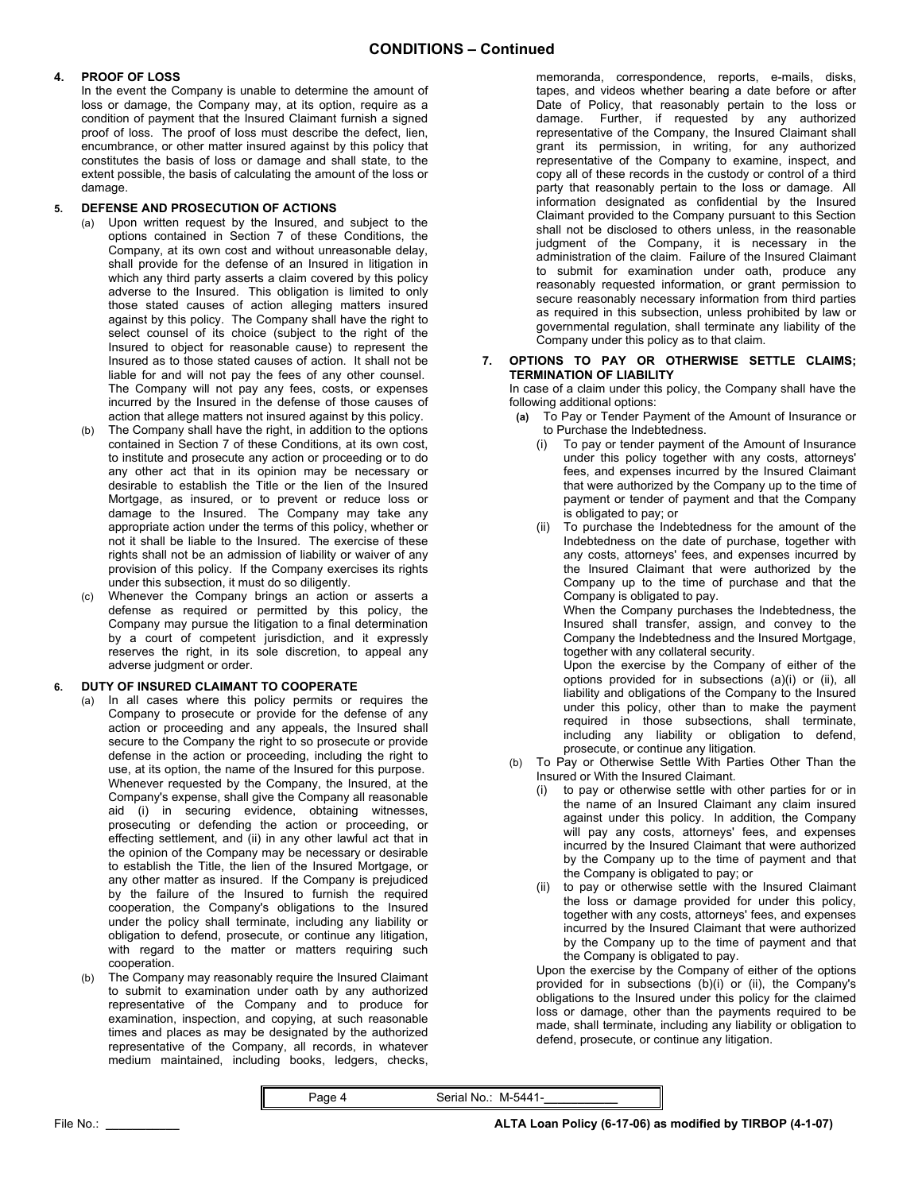## CONDITIONS – Continued

### 4. PROOF OF LOSS

In the event the Company is unable to determine the amount of loss or damage, the Company may, at its option, require as a condition of payment that the Insured Claimant furnish a signed proof of loss. The proof of loss must describe the defect, lien, encumbrance, or other matter insured against by this policy that constitutes the basis of loss or damage and shall state, to the extent possible, the basis of calculating the amount of the loss or damage.

### 5. DEFENSE AND PROSECUTION OF ACTIONS

(a) Upon written request by the Insured, and subject to the options contained in Section 7 of these Conditions, the Company, at its own cost and without unreasonable delay, shall provide for the defense of an Insured in litigation in which any third party asserts a claim covered by this policy adverse to the Insured. This obligation is limited to only those stated causes of action alleging matters insured against by this policy. The Company shall have the right to select counsel of its choice (subject to the right of the Insured to object for reasonable cause) to represent the Insured as to those stated causes of action. It shall not be liable for and will not pay the fees of any other counsel. The Company will not pay any fees, costs, or expenses incurred by the Insured in the defense of those causes of action that allege matters not insured against by this policy.

(b) The Company shall have the right, in addition to the options contained in Section 7 of these Conditions, at its own cost, to institute and prosecute any action or proceeding or to do any other act that in its opinion may be necessary or desirable to establish the Title or the lien of the Insured Mortgage, as insured, or to prevent or reduce loss or damage to the Insured. The Company may take any appropriate action under the terms of this policy, whether or not it shall be liable to the Insured. The exercise of these rights shall not be an admission of liability or waiver of any provision of this policy. If the Company exercises its rights under this subsection, it must do so diligently.

(c) Whenever the Company brings an action or asserts a defense as required or permitted by this policy, the Company may pursue the litigation to a final determination by a court of competent jurisdiction, and it expressly reserves the right, in its sole discretion, to appeal any adverse judgment or order.

### 6. DUTY OF INSURED CLAIMANT TO COOPERATE

(a) In all cases where this policy permits or requires the Company to prosecute or provide for the defense of any action or proceeding and any appeals, the Insured shall secure to the Company the right to so prosecute or provide defense in the action or proceeding, including the right to use, at its option, the name of the Insured for this purpose. Whenever requested by the Company, the Insured, at the Company's expense, shall give the Company all reasonable aid (i) in securing evidence, obtaining witnesses, prosecuting or defending the action or proceeding, or effecting settlement, and (ii) in any other lawful act that in the opinion of the Company may be necessary or desirable to establish the Title, the lien of the Insured Mortgage, or any other matter as insured. If the Company is prejudiced by the failure of the Insured to furnish the required cooperation, the Company's obligations to the Insured under the policy shall terminate, including any liability or obligation to defend, prosecute, or continue any litigation, with regard to the matter or matters requiring such cooperation.

(b) The Company may reasonably require the Insured Claimant to submit to examination under oath by any authorized representative of the Company and to produce for examination, inspection, and copying, at such reasonable times and places as may be designated by the authorized representative of the Company, all records, in whatever medium maintained, including books, ledgers, checks, memoranda, correspondence, reports, e-mails, disks, tapes, and videos whether bearing a date before or after Date of Policy, that reasonably pertain to the loss or damage. Further, if requested by any authorized representative of the Company, the Insured Claimant shall grant its permission, in writing, for any authorized representative of the Company to examine, inspect, and copy all of these records in the custody or control of a third party that reasonably pertain to the loss or damage. All information designated as confidential by the Insured Claimant provided to the Company pursuant to this Section shall not be disclosed to others unless, in the reasonable judgment of the Company, it is necessary in the administration of the claim. Failure of the Insured Claimant to submit for examination under oath, produce any reasonably requested information, or grant permission to secure reasonably necessary information from third parties as required in this subsection, unless prohibited by law or governmental regulation, shall terminate any liability of the Company under this policy as to that claim.

### 7. OPTIONS TO PAY OR OTHERWISE SETTLE CLAIMS; TERMINATION OF LIABILITY

In case of a claim under this policy, the Company shall have the following additional options:

**(a)** To Pay or Tender Payment of the Amount of Insurance or to Purchase the Indebtedness.

(i) To pay or tender payment of the Amount of Insurance under this policy together with any costs, attorneys' fees, and expenses incurred by the Insured Claimant that were authorized by the Company up to the time of payment or tender of payment and that the Company is obligated to pay; or

(ii) To purchase the Indebtedness for the amount of the Indebtedness on the date of purchase, together with any costs, attorneys' fees, and expenses incurred by the Insured Claimant that were authorized by the Company up to the time of purchase and that the Company is obligated to pay.

When the Company purchases the Indebtedness, the Insured shall transfer, assign, and convey to the Company the Indebtedness and the Insured Mortgage, together with any collateral security.

Upon the exercise by the Company of either of the options provided for in subsections (a)(i) or (ii), all liability and obligations of the Company to the Insured under this policy, other than to make the payment required in those subsections, shall terminate, including any liability or obligation to defend, prosecute, or continue any litigation.

(b) To Pay or Otherwise Settle With Parties Other Than the Insured or With the Insured Claimant.

(i) to pay or otherwise settle with other parties for or in the name of an Insured Claimant any claim insured against under this policy. In addition, the Company will pay any costs, attorneys' fees, and expenses incurred by the Insured Claimant that were authorized by the Company up to the time of payment and that the Company is obligated to pay; or

(ii) to pay or otherwise settle with the Insured Claimant the loss or damage provided for under this policy, together with any costs, attorneys' fees, and expenses incurred by the Insured Claimant that were authorized by the Company up to the time of payment and that the Company is obligated to pay.

Upon the exercise by the Company of either of the options provided for in subsections (b)(i) or (ii), the Company's obligations to the Insured under this policy for the claimed loss or damage, other than the payments required to be made, shall terminate, including any liability or obligation to defend, prosecute, or continue any litigation.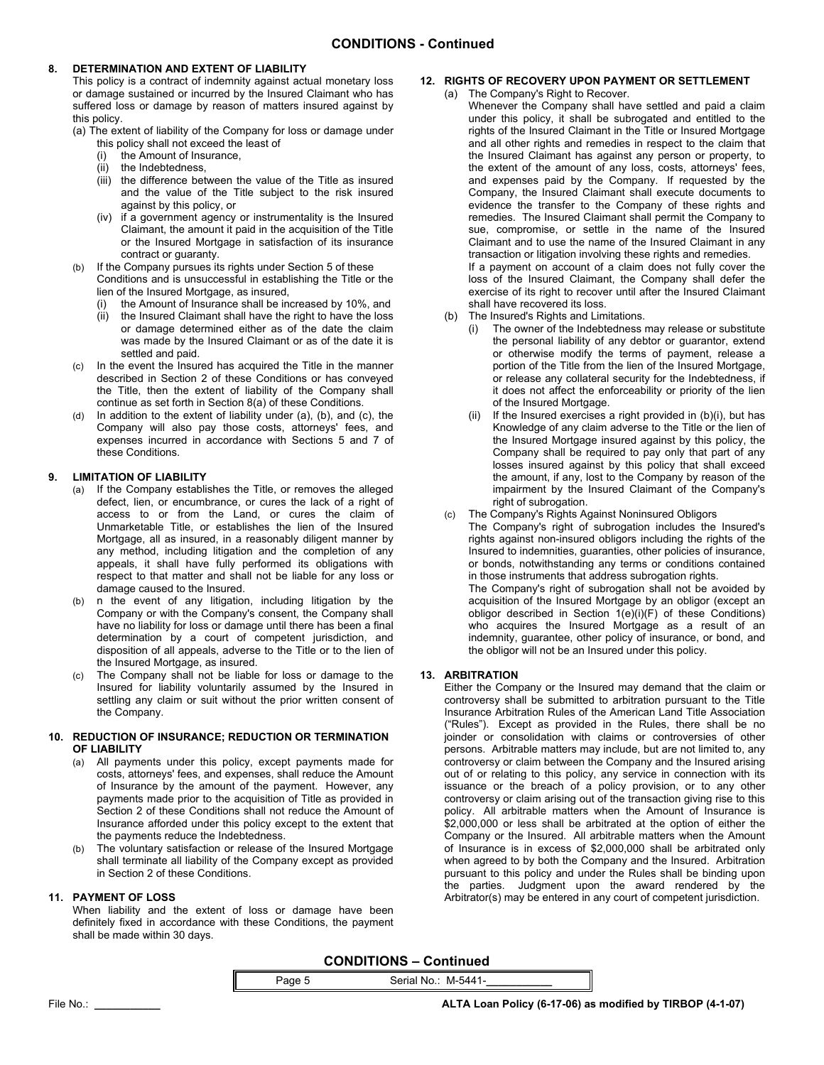## CONDITIONS - Continued

**8. DETERMINATION AND EXTENT OF LIABILITY**

This policy is a contract of indemnity against actual monetary loss or damage sustained or incurred by the Insured Claimant who has suffered loss or damage by reason of matters insured against by this policy.

(a) The extent of liability of the Company for loss or damage under this policy shall not exceed the least of

(i) the Amount of Insurance,

(ii) the Indebtedness,

(iii) the difference between the value of the Title as insured and the value of the Title subject to the risk insured against by this policy, or

(iv) if a government agency or instrumentality is the Insured Claimant, the amount it paid in the acquisition of the Title or the Insured Mortgage in satisfaction of its insurance contract or guaranty.

(b) If the Company pursues its rights under Section 5 of these Conditions and is unsuccessful in establishing the Title or the lien of the Insured Mortgage, as insured,

(i) the Amount of Insurance shall be increased by 10%, and

(ii) the Insured Claimant shall have the right to have the loss or damage determined either as of the date the claim was made by the Insured Claimant or as of the date it is settled and paid.

(c) In the event the Insured has acquired the Title in the manner described in Section 2 of these Conditions or has conveyed the Title, then the extent of liability of the Company shall continue as set forth in Section 8(a) of these Conditions.

(d) In addition to the extent of liability under (a), (b), and (c), the Company will also pay those costs, attorneys' fees, and expenses incurred in accordance with Sections 5 and 7 of these Conditions.

**9. LIMITATION OF LIABILITY**

(a) If the Company establishes the Title, or removes the alleged defect, lien, or encumbrance, or cures the lack of a right of access to or from the Land, or cures the claim of Unmarketable Title, or establishes the lien of the Insured Mortgage, all as insured, in a reasonably diligent manner by any method, including litigation and the completion of any appeals, it shall have fully performed its obligations with respect to that matter and shall not be liable for any loss or damage caused to the Insured.

(b) n the event of any litigation, including litigation by the Company or with the Company's consent, the Company shall have no liability for loss or damage until there has been a final determination by a court of competent jurisdiction, and disposition of all appeals, adverse to the Title or to the lien of the Insured Mortgage, as insured.

(c) The Company shall not be liable for loss or damage to the Insured for liability voluntarily assumed by the Insured in settling any claim or suit without the prior written consent of the Company.

**10. REDUCTION OF INSURANCE; REDUCTION OR TERMINATION OF LIABILITY**

(a) All payments under this policy, except payments made for costs, attorneys' fees, and expenses, shall reduce the Amount of Insurance by the amount of the payment. However, any payments made prior to the acquisition of Title as provided in Section 2 of these Conditions shall not reduce the Amount of Insurance afforded under this policy except to the extent that the payments reduce the Indebtedness.

(b) The voluntary satisfaction or release of the Insured Mortgage shall terminate all liability of the Company except as provided in Section 2 of these Conditions.

**11. PAYMENT OF LOSS**

When liability and the extent of loss or damage have been definitely fixed in accordance with these Conditions, the payment shall be made within 30 days.

**12. RIGHTS OF RECOVERY UPON PAYMENT OR SETTLEMENT**

(a) The Company's Right to Recover.

Whenever the Company shall have settled and paid a claim under this policy, it shall be subrogated and entitled to the rights of the Insured Claimant in the Title or Insured Mortgage and all other rights and remedies in respect to the claim that the Insured Claimant has against any person or property, to the extent of the amount of any loss, costs, attorneys' fees, and expenses paid by the Company. If requested by the Company, the Insured Claimant shall execute documents to evidence the transfer to the Company of these rights and remedies. The Insured Claimant shall permit the Company to sue, compromise, or settle in the name of the Insured Claimant and to use the name of the Insured Claimant in any transaction or litigation involving these rights and remedies.

If a payment on account of a claim does not fully cover the loss of the Insured Claimant, the Company shall defer the exercise of its right to recover until after the Insured Claimant shall have recovered its loss.

(b) The Insured's Rights and Limitations.

(i) The owner of the Indebtedness may release or substitute the personal liability of any debtor or guarantor, extend or otherwise modify the terms of payment, release a portion of the Title from the lien of the Insured Mortgage, or release any collateral security for the Indebtedness, if it does not affect the enforceability or priority of the lien of the Insured Mortgage.

(ii) If the Insured exercises a right provided in (b)(i), but has Knowledge of any claim adverse to the Title or the lien of the Insured Mortgage insured against by this policy, the Company shall be required to pay only that part of any losses insured against by this policy that shall exceed the amount, if any, lost to the Company by reason of the impairment by the Insured Claimant of the Company's right of subrogation.

(c) The Company's Rights Against Noninsured Obligors

The Company's right of subrogation includes the Insured's rights against non-insured obligors including the rights of the Insured to indemnities, guaranties, other policies of insurance, or bonds, notwithstanding any terms or conditions contained in those instruments that address subrogation rights.

The Company's right of subrogation shall not be avoided by acquisition of the Insured Mortgage by an obligor (except an obligor described in Section 1(e)(i)(F) of these Conditions) who acquires the Insured Mortgage as a result of an indemnity, guarantee, other policy of insurance, or bond, and the obligor will not be an Insured under this policy.

**13. ARBITRATION**

Either the Company or the Insured may demand that the claim or controversy shall be submitted to arbitration pursuant to the Title Insurance Arbitration Rules of the American Land Title Association ("Rules"). Except as provided in the Rules, there shall be no joinder or consolidation with claims or controversies of other persons. Arbitrable matters may include, but are not limited to, any controversy or claim between the Company and the Insured arising out of or relating to this policy, any service in connection with its issuance or the breach of a policy provision, or to any other controversy or claim arising out of the transaction giving rise to this policy. All arbitrable matters when the Amount of Insurance is $2,000,000 or less shall be arbitrated at the option of either the Company or the Insured. All arbitrable matters when the Amount of Insurance is in excess of $2,000,000 shall be arbitrated only when agreed to by both the Company and the Insured. Arbitration pursuant to this policy and under the Rules shall be binding upon the parties. Judgment upon the award rendered by the Arbitrator(s) may be entered in any court of competent jurisdiction.

## CONDITIONS – Continued

Serial No.: M-5441-___________

File No.: ___________

ALTA Loan Policy (6-17-06) as modified by TIRBOP (4-1-07)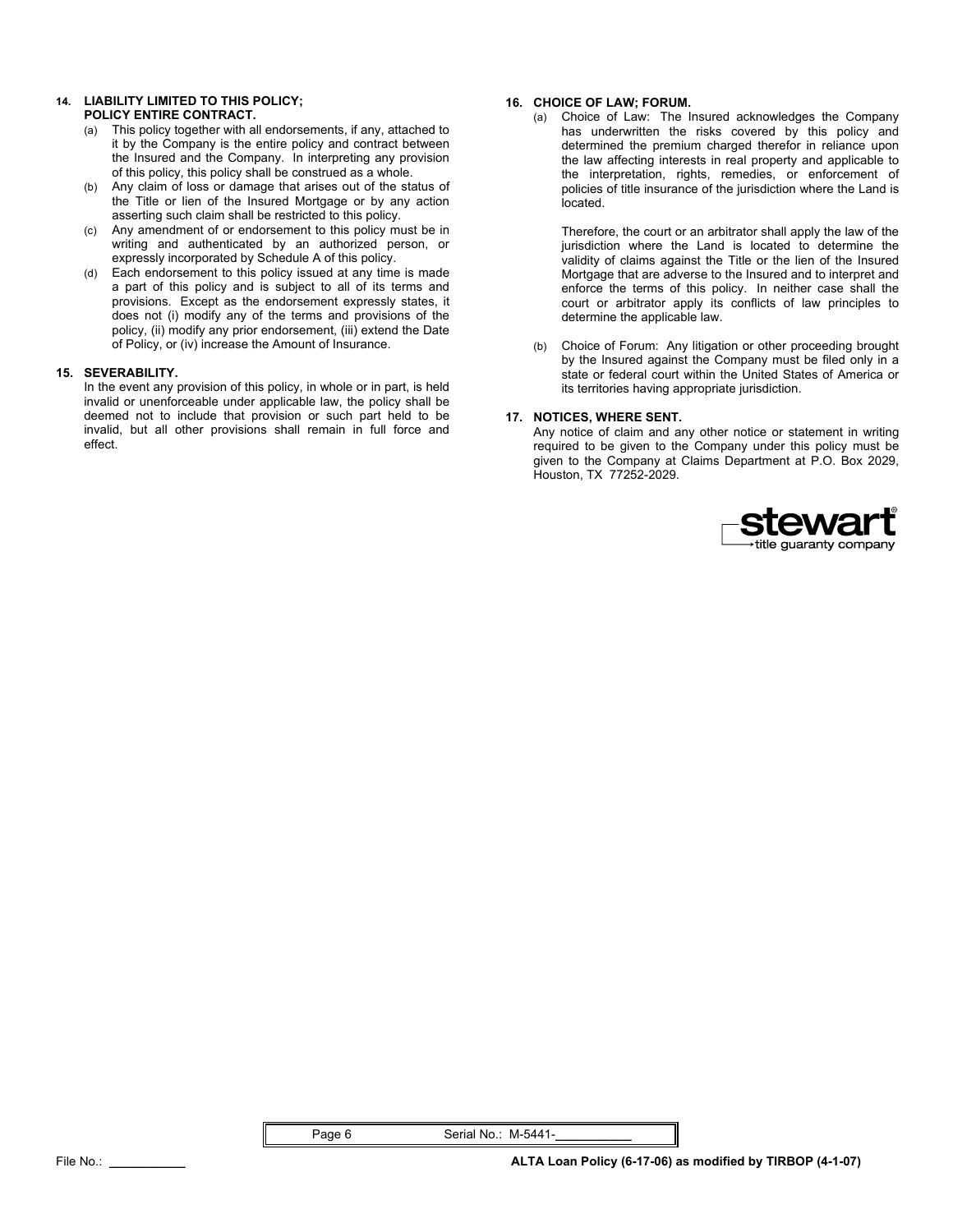**14. LIABILITY LIMITED TO THIS POLICY; POLICY ENTIRE CONTRACT.**

(a) This policy together with all endorsements, if any, attached to it by the Company is the entire policy and contract between the Insured and the Company. In interpreting any provision of this policy, this policy shall be construed as a whole.

(b) Any claim of loss or damage that arises out of the status of the Title or lien of the Insured Mortgage or by any action asserting such claim shall be restricted to this policy.

(c) Any amendment of or endorsement to this policy must be in writing and authenticated by an authorized person, or expressly incorporated by Schedule A of this policy.

(d) Each endorsement to this policy issued at any time is made a part of this policy and is subject to all of its terms and provisions. Except as the endorsement expressly states, it does not (i) modify any of the terms and provisions of the policy, (ii) modify any prior endorsement, (iii) extend the Date of Policy, or (iv) increase the Amount of Insurance.

**15. SEVERABILITY.**

In the event any provision of this policy, in whole or in part, is held invalid or unenforceable under applicable law, the policy shall be deemed not to include that provision or such part held to be invalid, but all other provisions shall remain in full force and effect.

**16. CHOICE OF LAW; FORUM.**

(a) Choice of Law: The Insured acknowledges the Company has underwritten the risks covered by this policy and determined the premium charged therefor in reliance upon the law affecting interests in real property and applicable to the interpretation, rights, remedies, or enforcement of policies of title insurance of the jurisdiction where the Land is located.

Therefore, the court or an arbitrator shall apply the law of the jurisdiction where the Land is located to determine the validity of claims against the Title or the lien of the Insured Mortgage that are adverse to the Insured and to interpret and enforce the terms of this policy. In neither case shall the court or arbitrator apply its conflicts of law principles to determine the applicable law.

(b) Choice of Forum: Any litigation or other proceeding brought by the Insured against the Company must be filed only in a state or federal court within the United States of America or its territories having appropriate jurisdiction.

**17. NOTICES, WHERE SENT.**

Any notice of claim and any other notice or statement in writing required to be given to the Company under this policy must be given to the Company at Claims Department at P.O. Box 2029, Houston, TX 77252-2029.

stewart title guaranty company

Serial No.: M-5441-\_\_\_\_\_\_\_\_\_\_\_

File No.: \_\_\_\_\_\_\_\_\_\_\_

**ALTA Loan Policy (6-17-06) as modified by TIRBOP (4-1-07)**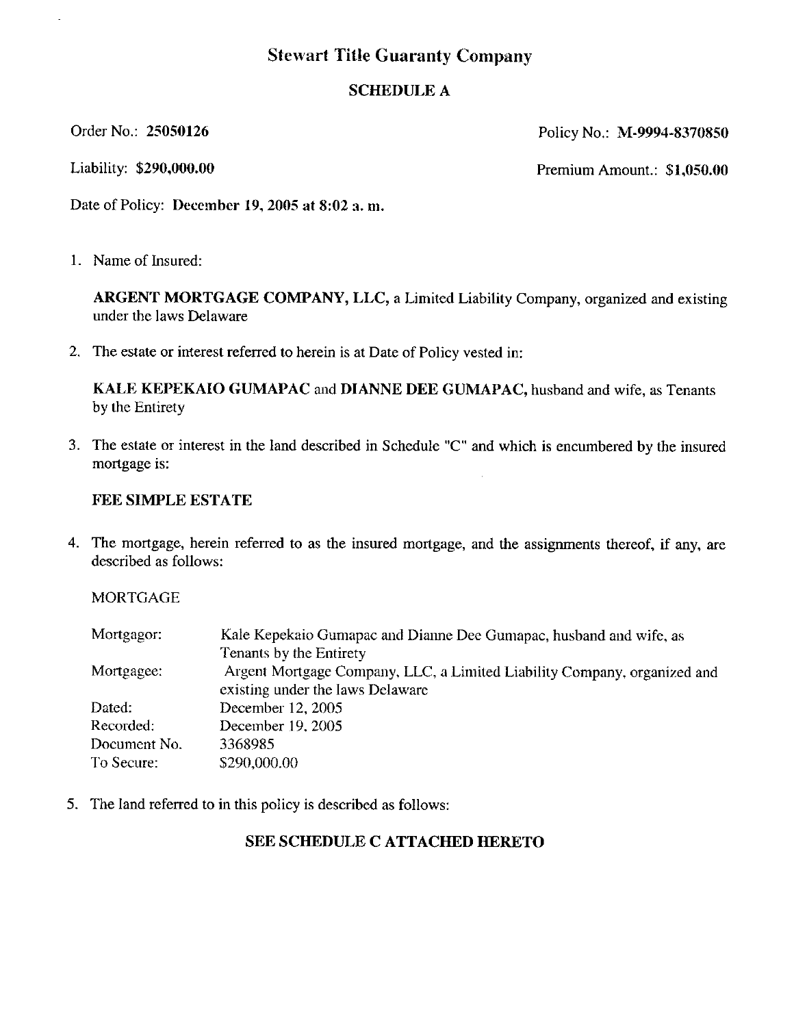# Stewart Title Guaranty Company

## SCHEDULE A

Order No.: **25050126** Policy No.: **M-9994-8370850**

Liability: **$290,000.00** Premium Amount.: **$1,050.00**

Date of Policy: **December 19, 2005 at 8:02 a. m.**

1. Name of Insured:

   **ARGENT MORTGAGE COMPANY, LLC,** a Limited Liability Company, organized and existing under the laws Delaware

2. The estate or interest referred to herein is at Date of Policy vested in:

   **KALE KEPEKAIO GUMAPAC** and **DIANNE DEE GUMAPAC,** husband and wife, as Tenants by the Entirety

3. The estate or interest in the land described in Schedule "C" and which is encumbered by the insured mortgage is:

   **FEE SIMPLE ESTATE**

4. The mortgage, herein referred to as the insured mortgage, and the assignments thereof, if any, are described as follows:

   MORTGAGE

| | |
|---|---|
| Mortgagor: | Kale Kepekaio Gumapac and Dianne Dee Gumapac, husband and wife, as Tenants by the Entirety |
| Mortgagee: | Argent Mortgage Company, LLC, a Limited Liability Company, organized and existing under the laws Delaware |
| Dated: | December 12, 2005 |
| Recorded: | December 19, 2005 |
| Document No. | 3368985 |
| To Secure: | $290,000.00 |

5. The land referred to in this policy is described as follows:

   **SEE SCHEDULE C ATTACHED HERETO**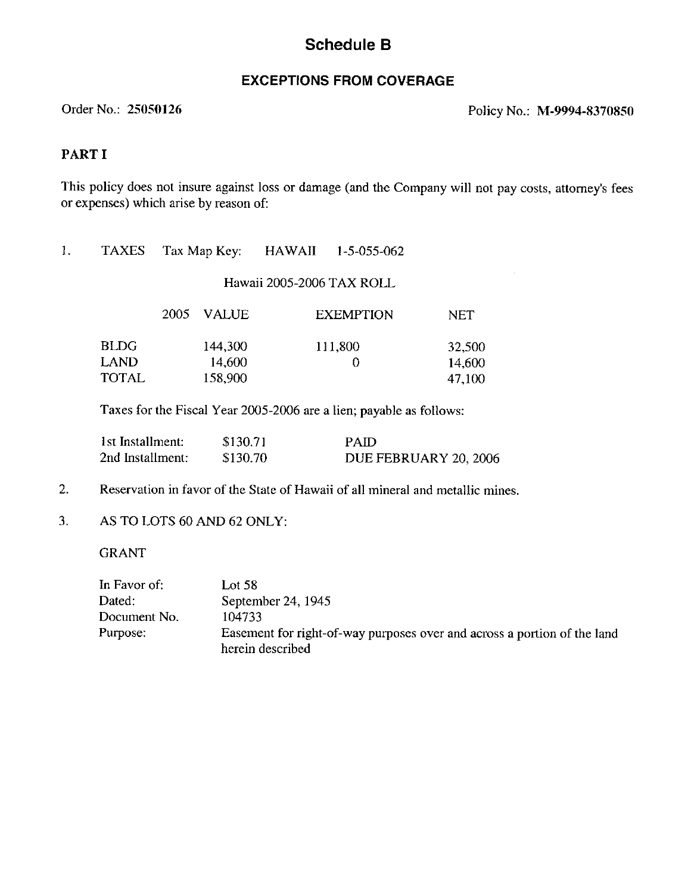# Schedule B

## EXCEPTIONS FROM COVERAGE

Order No.: **25050126** Policy No.: **M-9994-8370850**

### PART I

This policy does not insure against loss or damage (and the Company will not pay costs, attorney's fees or expenses) which arise by reason of:

1. TAXES Tax Map Key: HAWAII 1-5-055-062

   Hawaii 2005-2006 TAX ROLL

   | | 2005 VALUE | EXEMPTION | NET |
   |---|---|---|---|
   | BLDG | 144,300 | 111,800 | 32,500 |
   | LAND | 14,600 | 0 | 14,600 |
   | TOTAL | 158,900 | | 47,100 |

   Taxes for the Fiscal Year 2005-2006 are a lien; payable as follows:

   | | | |
   |---|---|---|
   | 1st Installment: | $130.71 | PAID |
   | 2nd Installment: | $130.70 | DUE FEBRUARY 20, 2006 |

2. Reservation in favor of the State of Hawaii of all mineral and metallic mines.

3. AS TO LOTS 60 AND 62 ONLY:

   GRANT

   | | |
   |---|---|
   | In Favor of: | Lot 58 |
   | Dated: | September 24, 1945 |
   | Document No. | 104733 |
   | Purpose: | Easement for right-of-way purposes over and across a portion of the land herein described |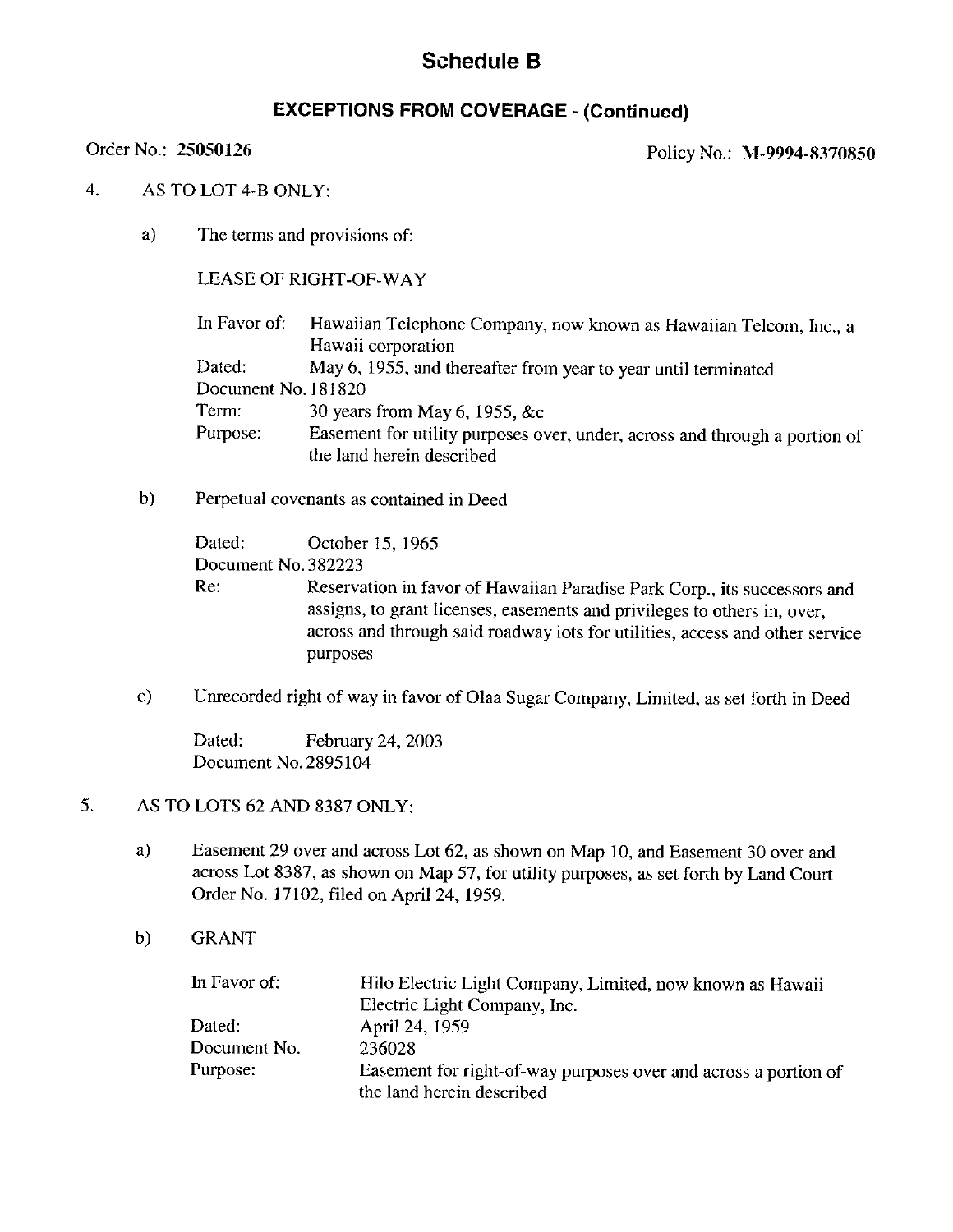# Schedule B

## EXCEPTIONS FROM COVERAGE - (Continued)

Order No.: **25050126** Policy No.: **M-9994-8370850**

4. AS TO LOT 4-B ONLY:

   a) The terms and provisions of:

   LEASE OF RIGHT-OF-WAY

   | | |
   |---|---|
   | In Favor of: | Hawaiian Telephone Company, now known as Hawaiian Telcom, Inc., a Hawaii corporation |
   | Dated: | May 6, 1955, and thereafter from year to year until terminated |
   | Document No. | 181820 |
   | Term: | 30 years from May 6, 1955, &c |
   | Purpose: | Easement for utility purposes over, under, across and through a portion of the land herein described |

   b) Perpetual covenants as contained in Deed

   | | |
   |---|---|
   | Dated: | October 15, 1965 |
   | Document No. | 382223 |
   | Re: | Reservation in favor of Hawaiian Paradise Park Corp., its successors and assigns, to grant licenses, easements and privileges to others in, over, across and through said roadway lots for utilities, access and other service purposes |

   c) Unrecorded right of way in favor of Olaa Sugar Company, Limited, as set forth in Deed

   | | |
   |---|---|
   | Dated: | February 24, 2003 |
   | Document No. | 2895104 |

5. AS TO LOTS 62 AND 8387 ONLY:

   a) Easement 29 over and across Lot 62, as shown on Map 10, and Easement 30 over and across Lot 8387, as shown on Map 57, for utility purposes, as set forth by Land Court Order No. 17102, filed on April 24, 1959.

   b) GRANT

   | | |
   |---|---|
   | In Favor of: | Hilo Electric Light Company, Limited, now known as Hawaii Electric Light Company, Inc. |
   | Dated: | April 24, 1959 |
   | Document No. | 236028 |
   | Purpose: | Easement for right-of-way purposes over and across a portion of the land herein described |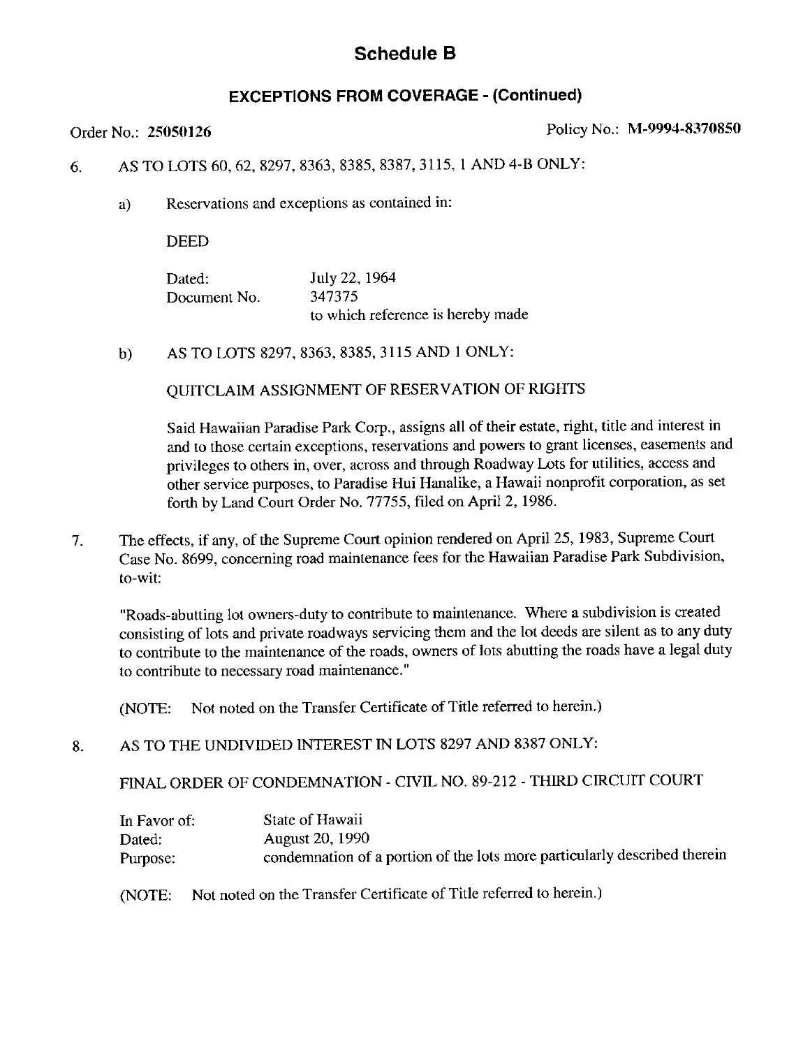# Schedule B

## EXCEPTIONS FROM COVERAGE - (Continued)

Order No.: **25050126** Policy No.: **M-9994-8370850**

6. AS TO LOTS 60, 62, 8297, 8363, 8385, 8387, 3115, 1 AND 4-B ONLY:

   a) Reservations and exceptions as contained in:

      DEED

      | | |
      |---|---|
      | Dated: | July 22, 1964 |
      | Document No. | 347375 |
      | | to which reference is hereby made |

   b) AS TO LOTS 8297, 8363, 8385, 3115 AND 1 ONLY:

      QUITCLAIM ASSIGNMENT OF RESERVATION OF RIGHTS

      Said Hawaiian Paradise Park Corp., assigns all of their estate, right, title and interest in and to those certain exceptions, reservations and powers to grant licenses, easements and privileges to others in, over, across and through Roadway Lots for utilities, access and other service purposes, to Paradise Hui Hanalike, a Hawaii nonprofit corporation, as set forth by Land Court Order No. 77755, filed on April 2, 1986.

7. The effects, if any, of the Supreme Court opinion rendered on April 25, 1983, Supreme Court Case No. 8699, concerning road maintenance fees for the Hawaiian Paradise Park Subdivision, to-wit:

   "Roads-abutting lot owners-duty to contribute to maintenance. Where a subdivision is created consisting of lots and private roadways servicing them and the lot deeds are silent as to any duty to contribute to the maintenance of the roads, owners of lots abutting the roads have a legal duty to contribute to necessary road maintenance."

   (NOTE: Not noted on the Transfer Certificate of Title referred to herein.)

8. AS TO THE UNDIVIDED INTEREST IN LOTS 8297 AND 8387 ONLY:

   FINAL ORDER OF CONDEMNATION - CIVIL NO. 89-212 - THIRD CIRCUIT COURT

   | | |
   |---|---|
   | In Favor of: | State of Hawaii |
   | Dated: | August 20, 1990 |
   | Purpose: | condemnation of a portion of the lots more particularly described therein |

   (NOTE: Not noted on the Transfer Certificate of Title referred to herein.)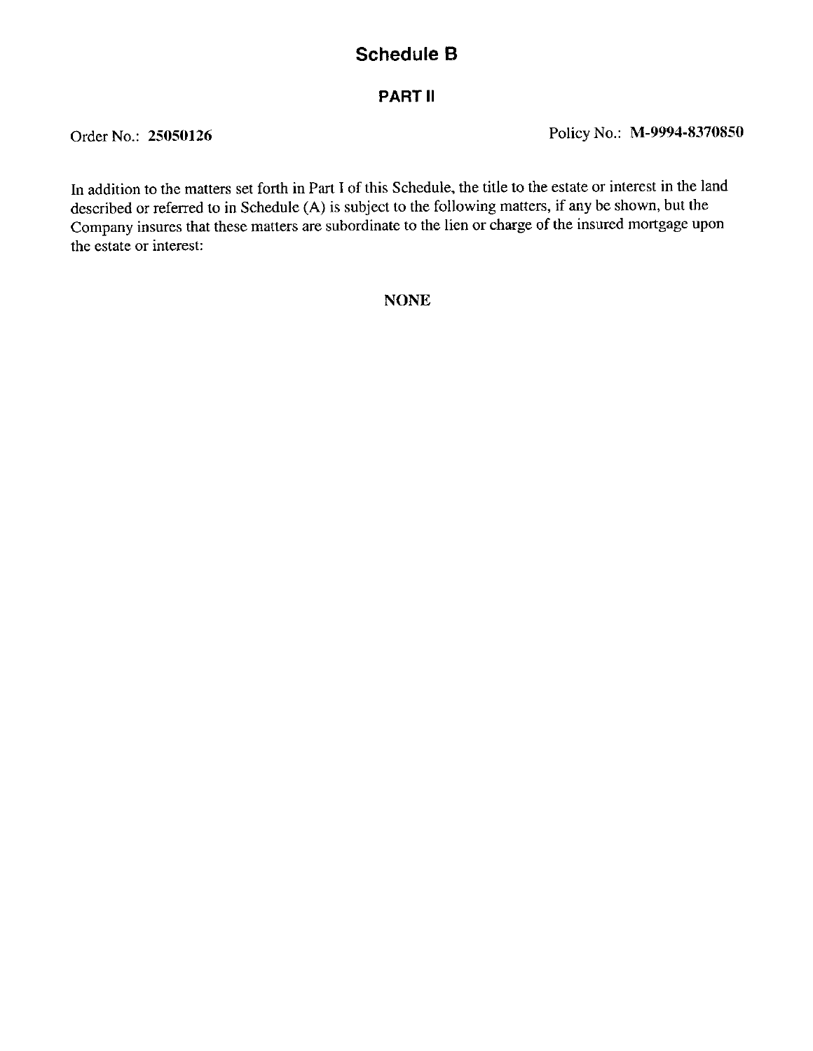# Schedule B

## PART II

Order No.: **25050126** Policy No.: **M-9994-8370850**

In addition to the matters set forth in Part I of this Schedule, the title to the estate or interest in the land described or referred to in Schedule (A) is subject to the following matters, if any be shown, but the Company insures that these matters are subordinate to the lien or charge of the insured mortgage upon the estate or interest:

**NONE**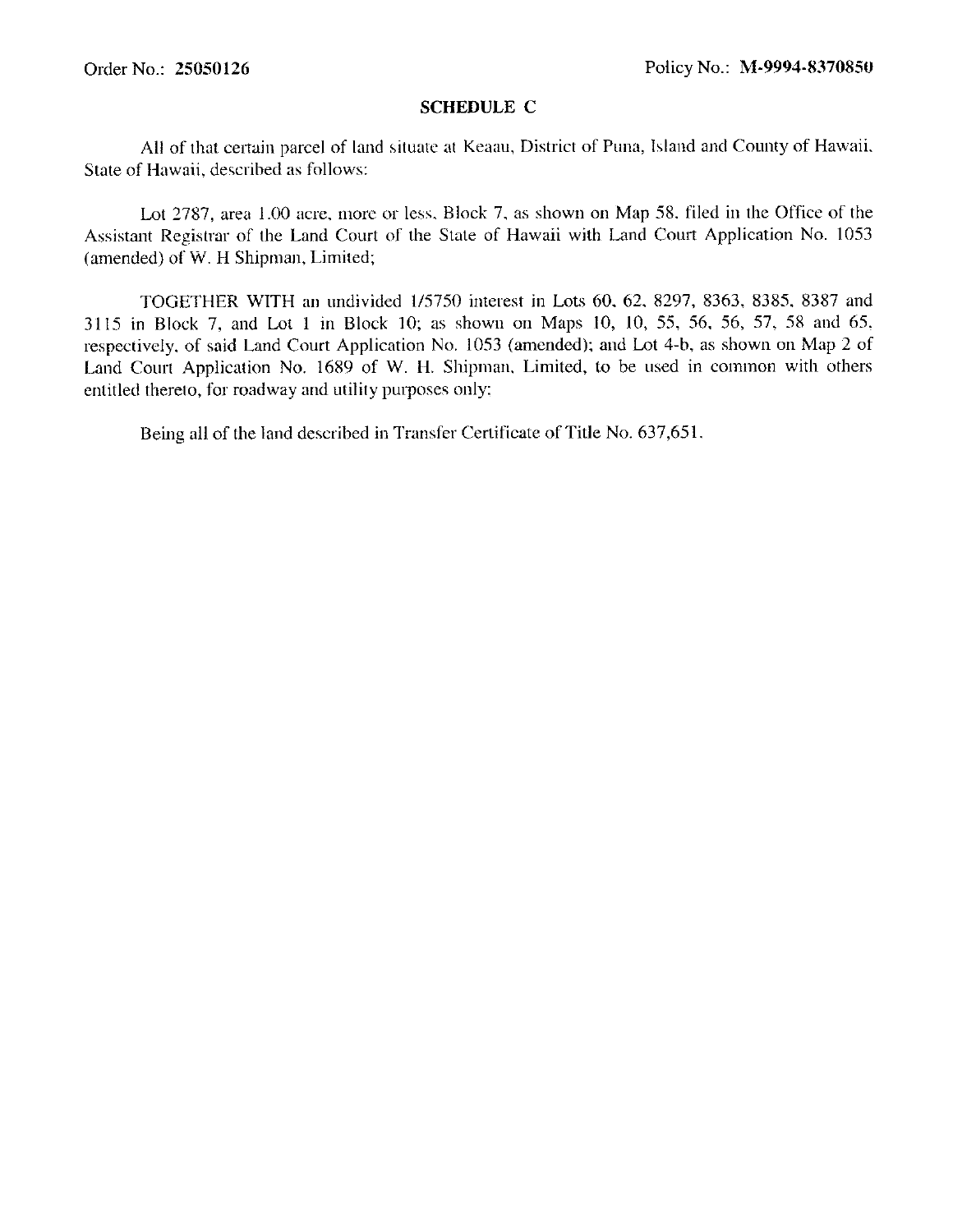Order No.: **25050126** Policy No.: **M-9994-8370850**

## SCHEDULE C

All of that certain parcel of land situate at Keaau, District of Puna, Island and County of Hawaii, State of Hawaii, described as follows:

Lot 2787, area 1.00 acre, more or less, Block 7, as shown on Map 58, filed in the Office of the Assistant Registrar of the Land Court of the State of Hawaii with Land Court Application No. 1053 (amended) of W. H Shipman, Limited;

TOGETHER WITH an undivided 1/5750 interest in Lots 60, 62, 8297, 8363, 8385, 8387 and 3115 in Block 7, and Lot 1 in Block 10; as shown on Maps 10, 10, 55, 56, 56, 57, 58 and 65, respectively, of said Land Court Application No. 1053 (amended); and Lot 4-b, as shown on Map 2 of Land Court Application No. 1689 of W. H. Shipman, Limited, to be used in common with others entitled thereto, for roadway and utility purposes only:

Being all of the land described in Transfer Certificate of Title No. 637,651.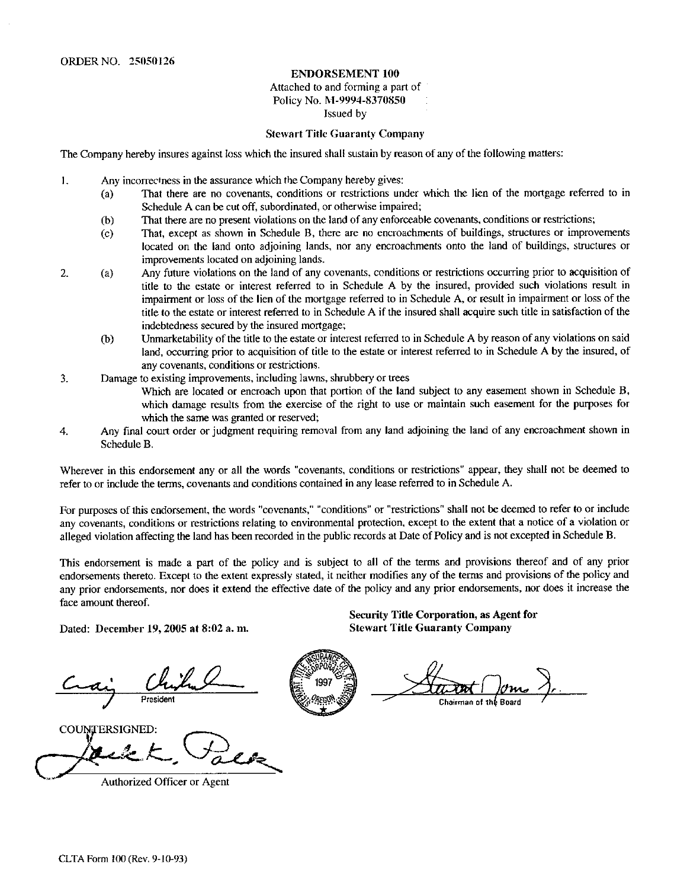ORDER NO. 25050126

**ENDORSEMENT 100**

Attached to and forming a part of
Policy No. M-9994-8370850
Issued by

**Stewart Title Guaranty Company**

The Company hereby insures against loss which the insured shall sustain by reason of any of the following matters:

1. Any incorrectness in the assurance which the Company hereby gives:
   (a) That there are no covenants, conditions or restrictions under which the lien of the mortgage referred to in Schedule A can be cut off, subordinated, or otherwise impaired;
   (b) That there are no present violations on the land of any enforceable covenants, conditions or restrictions;
   (c) That, except as shown in Schedule B, there are no encroachments of buildings, structures or improvements located on the land onto adjoining lands, nor any encroachments onto the land of buildings, structures or improvements located on adjoining lands.
2. (a) Any future violations on the land of any covenants, conditions or restrictions occurring prior to acquisition of title to the estate or interest referred to in Schedule A by the insured, provided such violations result in impairment or loss of the lien of the mortgage referred to in Schedule A, or result in impairment or loss of the title to the estate or interest referred to in Schedule A if the insured shall acquire such title in satisfaction of the indebtedness secured by the insured mortgage;
   (b) Unmarketability of the title to the estate or interest referred to in Schedule A by reason of any violations on said land, occurring prior to acquisition of title to the estate or interest referred to in Schedule A by the insured, of any covenants, conditions or restrictions.
3. Damage to existing improvements, including lawns, shrubbery or trees
   Which are located or encroach upon that portion of the land subject to any easement shown in Schedule B, which damage results from the exercise of the right to use or maintain such easement for the purposes for which the same was granted or reserved;
4. Any final court order or judgment requiring removal from any land adjoining the land of any encroachment shown in Schedule B.

Wherever in this endorsement any or all the words "covenants, conditions or restrictions" appear, they shall not be deemed to refer to or include the terms, covenants and conditions contained in any lease referred to in Schedule A.

For purposes of this endorsement, the words "covenants," "conditions" or "restrictions" shall not be deemed to refer to or include any covenants, conditions or restrictions relating to environmental protection, except to the extent that a notice of a violation or alleged violation affecting the land has been recorded in the public records at Date of Policy and is not excepted in Schedule B.

This endorsement is made a part of the policy and is subject to all of the terms and provisions thereof and of any prior endorsements thereto. Except to the extent expressly stated, it neither modifies any of the terms and provisions of the policy and any prior endorsements, nor does it extend the effective date of the policy and any prior endorsements, nor does it increase the face amount thereof.

Dated: **December 19, 2005 at 8:02 a. m.**

**Security Title Corporation, as Agent for**
**Stewart Title Guaranty Company**

President

Chairman of the Board

COUNTERSIGNED:

Authorized Officer or Agent

CLTA Form 100 (Rev. 9-10-93)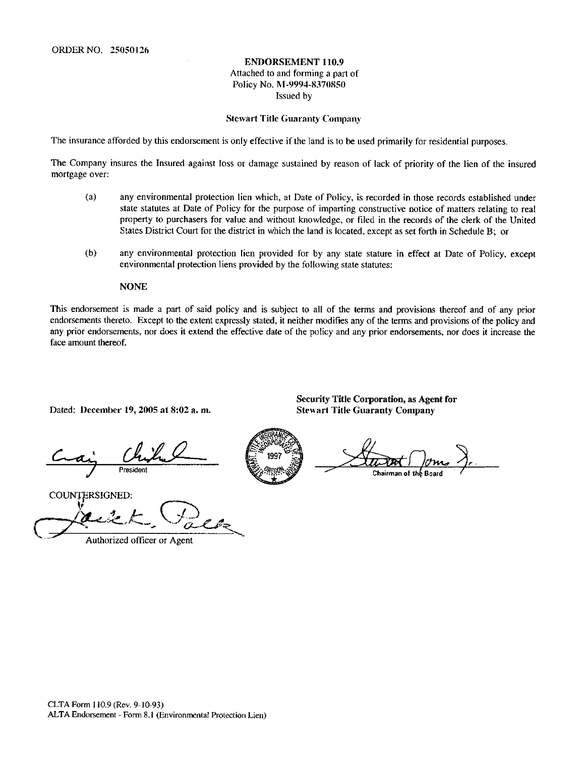ORDER NO. 25050126

**ENDORSEMENT 110.9**
Attached to and forming a part of
Policy No. M-9994-8370850
Issued by

**Stewart Title Guaranty Company**

The insurance afforded by this endorsement is only effective if the land is to be used primarily for residential purposes.

The Company insures the Insured against loss or damage sustained by reason of lack of priority of the lien of the insured mortgage over:

(a) any environmental protection lien which, at Date of Policy, is recorded in those records established under state statutes at Date of Policy for the purpose of imparting constructive notice of matters relating to real property to purchasers for value and without knowledge, or filed in the records of the clerk of the United States District Court for the district in which the land is located, except as set forth in Schedule B; or

(b) any environmental protection lien provided for by any state stature in effect at Date of Policy, except environmental protection liens provided by the following state statutes:

**NONE**

This endorsement is made a part of said policy and is subject to all of the terms and provisions thereof and of any prior endorsements thereto. Except to the extent expressly stated, it neither modifies any of the terms and provisions of the policy and any prior endorsements, nor does it extend the effective date of the policy and any prior endorsements, nor does it increase the face amount thereof.

Dated: **December 19, 2005 at 8:02 a. m.**

**Security Title Corporation, as Agent for**
**Stewart Title Guaranty Company**

President

Chairman of the Board

COUNTERSIGNED:

Authorized officer or Agent

CLTA Form 110.9 (Rev. 9-10-93)
ALTA Endorsement - Form 8.1 (Environmental Protection Lien)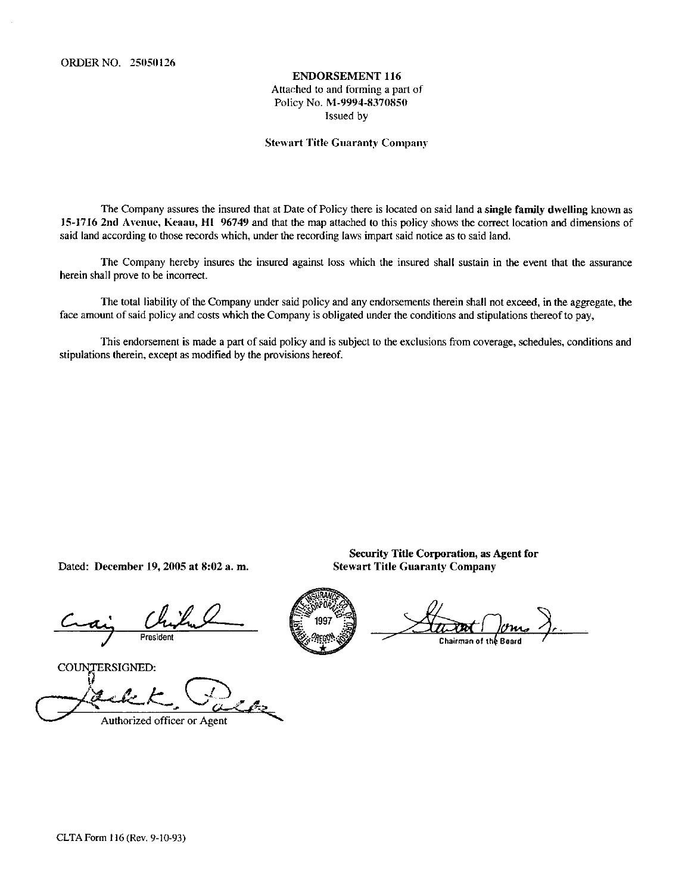ORDER NO. 25050126

**ENDORSEMENT 116**
Attached to and forming a part of
Policy No. M-9994-8370850
Issued by

**Stewart Title Guaranty Company**

The Company assures the insured that at Date of Policy there is located on said land a **single family dwelling** known as **15-1716 2nd Avenue, Keaau, HI 96749** and that the map attached to this policy shows the correct location and dimensions of said land according to those records which, under the recording laws impart said notice as to said land.

The Company hereby insures the insured against loss which the insured shall sustain in the event that the assurance herein shall prove to be incorrect.

The total liability of the Company under said policy and any endorsements therein shall not exceed, in the aggregate, the face amount of said policy and costs which the Company is obligated under the conditions and stipulations thereof to pay,

This endorsement is made a part of said policy and is subject to the exclusions from coverage, schedules, conditions and stipulations therein, except as modified by the provisions hereof.

Dated: **December 19, 2005 at 8:02 a. m.**

**Security Title Corporation, as Agent for Stewart Title Guaranty Company**

President

Chairman of the Board

COUNTERSIGNED:

Authorized officer or Agent

CLTA Form 116 (Rev. 9-10-93)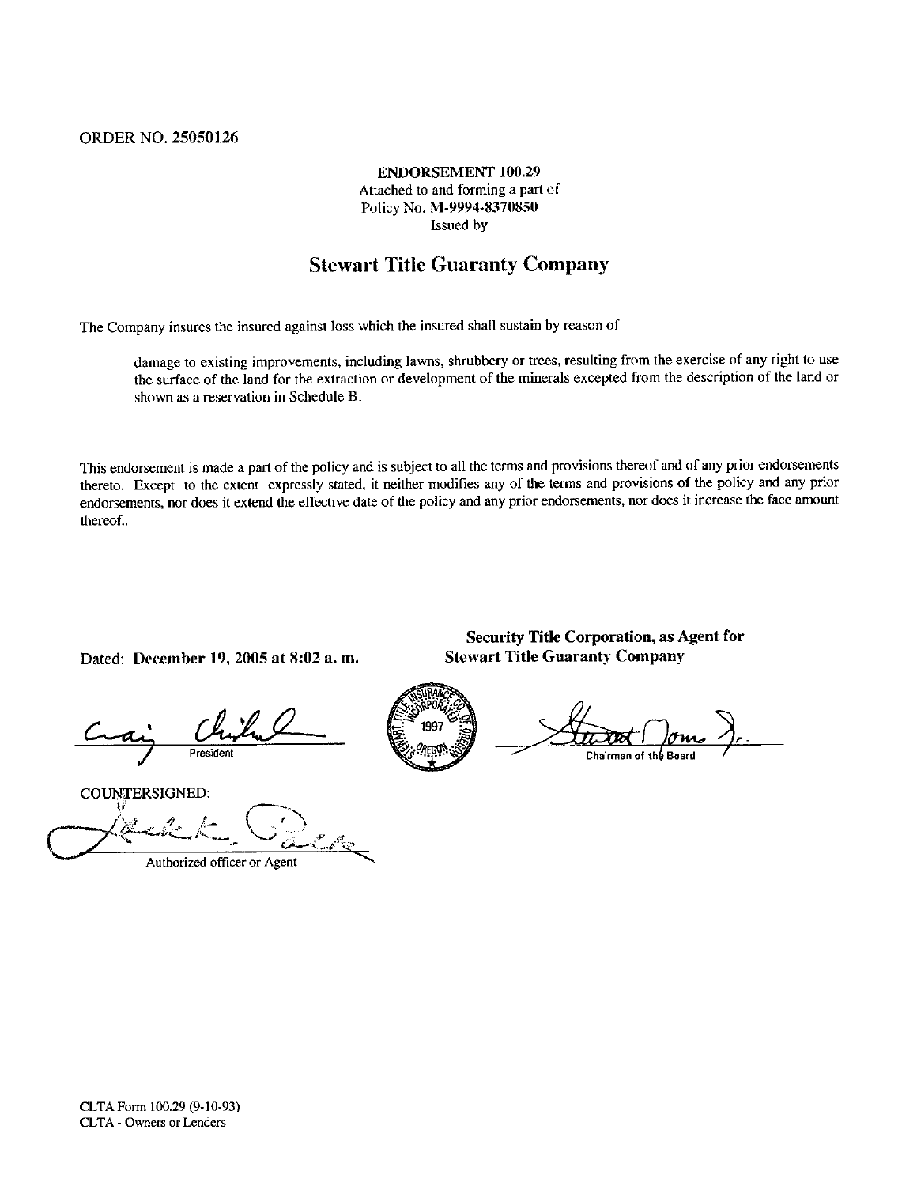ORDER NO. 25050126

**ENDORSEMENT 100.29**
Attached to and forming a part of
Policy No. M-9994-8370850
Issued by

## Stewart Title Guaranty Company

The Company insures the insured against loss which the insured shall sustain by reason of

> damage to existing improvements, including lawns, shrubbery or trees, resulting from the exercise of any right to use the surface of the land for the extraction or development of the minerals excepted from the description of the land or shown as a reservation in Schedule B.

This endorsement is made a part of the policy and is subject to all the terms and provisions thereof and of any prior endorsements thereto. Except to the extent expressly stated, it neither modifies any of the terms and provisions of the policy and any prior endorsements, nor does it extend the effective date of the policy and any prior endorsements, nor does it increase the face amount thereof..

Dated: **December 19, 2005 at 8:02 a. m.**

**Security Title Corporation, as Agent for Stewart Title Guaranty Company**

President

Stewart Title Insurance Co. of Oregon, Incorporated 1997

Chairman of the Board

COUNTERSIGNED:

Authorized officer or Agent

CLTA Form 100.29 (9-10-93)
CLTA - Owners or Lenders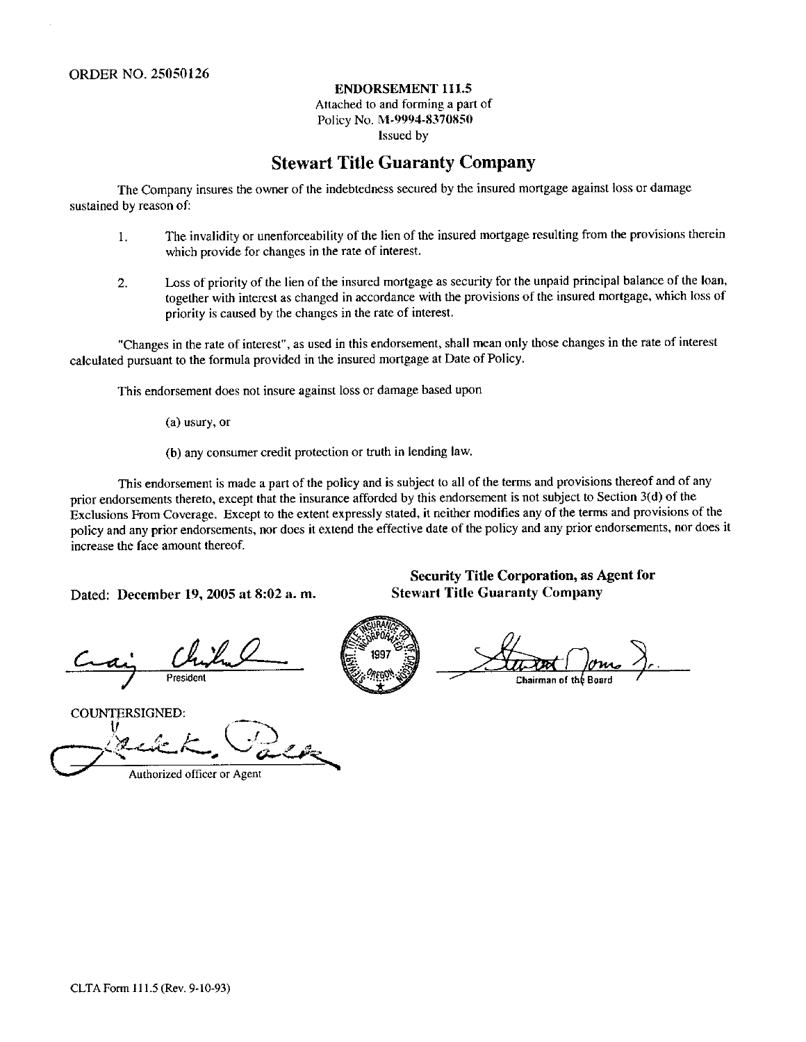ORDER NO. 25050126

**ENDORSEMENT 111.5**
Attached to and forming a part of
Policy No. M-9994-8370850
Issued by

## Stewart Title Guaranty Company

The Company insures the owner of the indebtedness secured by the insured mortgage against loss or damage sustained by reason of:

1. The invalidity or unenforceability of the lien of the insured mortgage resulting from the provisions therein which provide for changes in the rate of interest.

2. Loss of priority of the lien of the insured mortgage as security for the unpaid principal balance of the loan, together with interest as changed in accordance with the provisions of the insured mortgage, which loss of priority is caused by the changes in the rate of interest.

"Changes in the rate of interest", as used in this endorsement, shall mean only those changes in the rate of interest calculated pursuant to the formula provided in the insured mortgage at Date of Policy.

This endorsement does not insure against loss or damage based upon

(a) usury, or

(b) any consumer credit protection or truth in lending law.

This endorsement is made a part of the policy and is subject to all of the terms and provisions thereof and of any prior endorsements thereto, except that the insurance afforded by this endorsement is not subject to Section 3(d) of the Exclusions From Coverage. Except to the extent expressly stated, it neither modifies any of the terms and provisions of the policy and any prior endorsements, nor does it extend the effective date of the policy and any prior endorsements, nor does it increase the face amount thereof.

Dated: **December 19, 2005 at 8:02 a. m.**

**Security Title Corporation, as Agent for Stewart Title Guaranty Company**

President

Chairman of the Board

COUNTERSIGNED:

Authorized officer or Agent

CLTA Form 111.5 (Rev. 9-10-93)